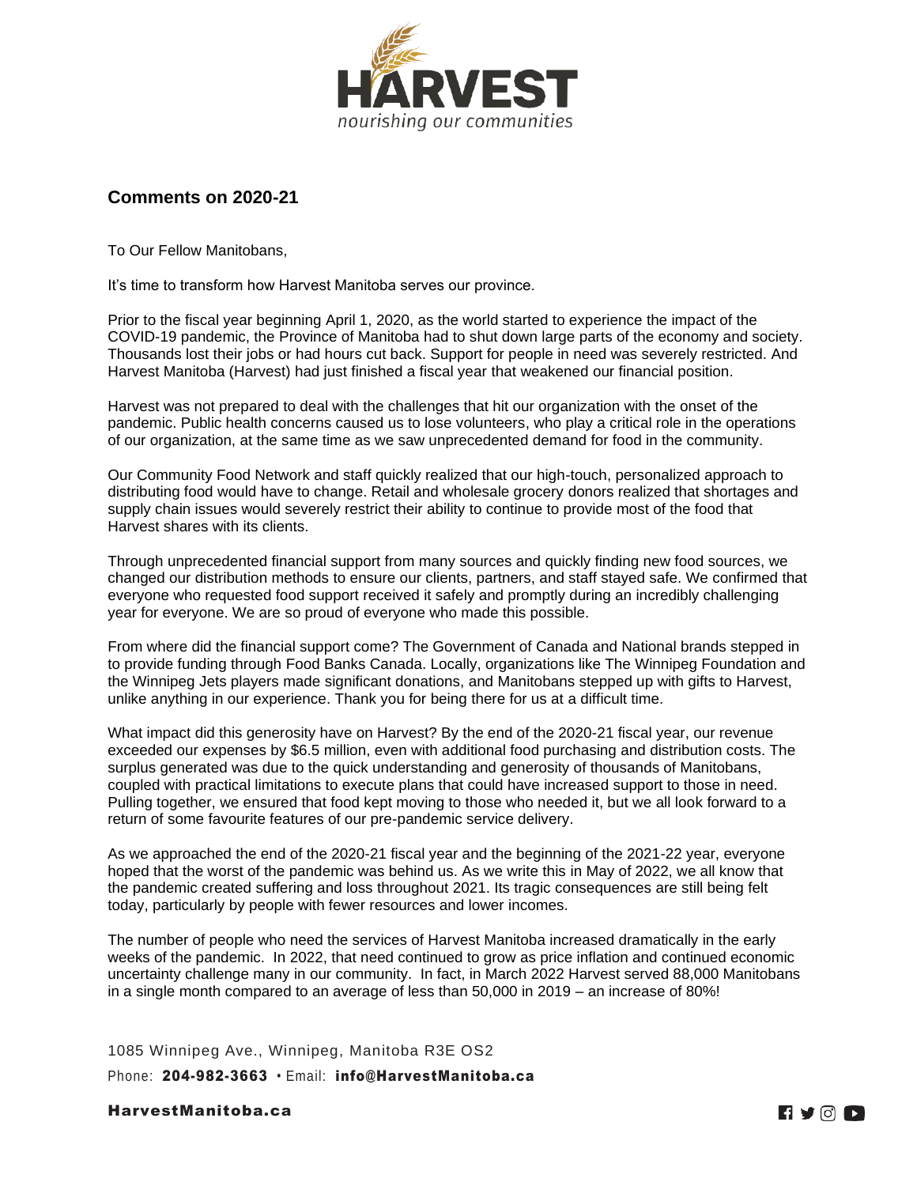## Comments on 2020-21

To Our Fellow Manitobans,

It's time to transform how Harvest Manitoba serves our province.

Prior to the fiscal year beginning April 1, 2020, as the world started to experience the impact of the COVID-19 pandemic, the Province of Manitoba had to shut down large parts of the economy and society. Thousands lost their jobs or had hours cut back. Support for people in need was severely restricted. And Harvest Manitoba (Harvest) had just finished a fiscal year that weakened our financial position.

Harvest was not prepared to deal with the challenges that hit our organization with the onset of the pandemic. Public health concerns caused us to lose volunteers, who play a critical role in the operations of our organization, at the same time as we saw unprecedented demand for food in the community.

Our Community Food Network and staff quickly realized that our high-touch, personalized approach to distributing food would have to change. Retail and wholesale grocery donors realized that shortages and supply chain issues would severely restrict their ability to continue to provide most of the food that Harvest shares with its clients.

Through unprecedented financial support from many sources and quickly finding new food sources, we changed our distribution methods to ensure our clients, partners, and staff stayed safe. We confirmed that everyone who requested food support received it safely and promptly during an incredibly challenging year for everyone. We are so proud of everyone who made this possible.

From where did the financial support come? The Government of Canada and National brands stepped in to provide funding through Food Banks Canada. Locally, organizations like The Winnipeg Foundation and the Winnipeg Jets players made significant donations, and Manitobans stepped up with gifts to Harvest, unlike anything in our experience. Thank you for being there for us at a difficult time.

What impact did this generosity have on Harvest? By the end of the 2020-21 fiscal year, our revenue exceeded our expenses by $6.5 million, even with additional food purchasing and distribution costs. The surplus generated was due to the quick understanding and generosity of thousands of Manitobans, coupled with practical limitations to execute plans that could have increased support to those in need. Pulling together, we ensured that food kept moving to those who needed it, but we all look forward to a return of some favourite features of our pre-pandemic service delivery.

As we approached the end of the 2020-21 fiscal year and the beginning of the 2021-22 year, everyone hoped that the worst of the pandemic was behind us. As we write this in May of 2022, we all know that the pandemic created suffering and loss throughout 2021. Its tragic consequences are still being felt today, particularly by people with fewer resources and lower incomes.

The number of people who need the services of Harvest Manitoba increased dramatically in the early weeks of the pandemic. In 2022, that need continued to grow as price inflation and continued economic uncertainty challenge many in our community. In fact, in March 2022 Harvest served 88,000 Manitobans in a single month compared to an average of less than 50,000 in 2019 – an increase of 80%!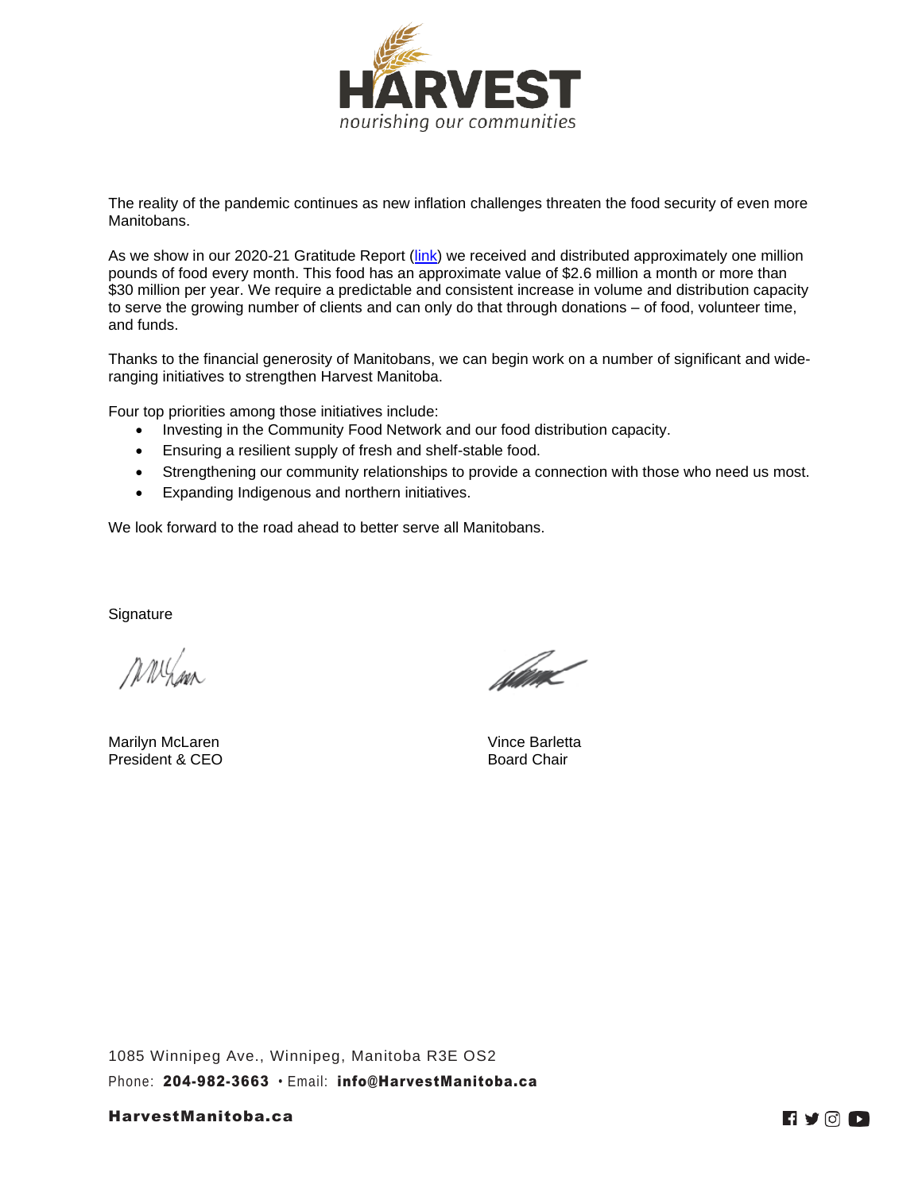HARVEST

*nourishing our communities*

The reality of the pandemic continues as new inflation challenges threaten the food security of even more Manitobans.

As we show in our 2020-21 Gratitude Report (link) we received and distributed approximately one million pounds of food every month. This food has an approximate value of $2.6 million a month or more than $30 million per year. We require a predictable and consistent increase in volume and distribution capacity to serve the growing number of clients and can only do that through donations – of food, volunteer time, and funds.

Thanks to the financial generosity of Manitobans, we can begin work on a number of significant and wide-ranging initiatives to strengthen Harvest Manitoba.

Four top priorities among those initiatives include:

- Investing in the Community Food Network and our food distribution capacity.
- Ensuring a resilient supply of fresh and shelf-stable food.
- Strengthening our community relationships to provide a connection with those who need us most.
- Expanding Indigenous and northern initiatives.

We look forward to the road ahead to better serve all Manitobans.

Signature

Marilyn McLaren
President & CEO

Vince Barletta
Board Chair

1085 Winnipeg Ave., Winnipeg, Manitoba R3E OS2

Phone: **204-982-3663** • Email: **info@HarvestManitoba.ca**

**HarvestManitoba.ca**